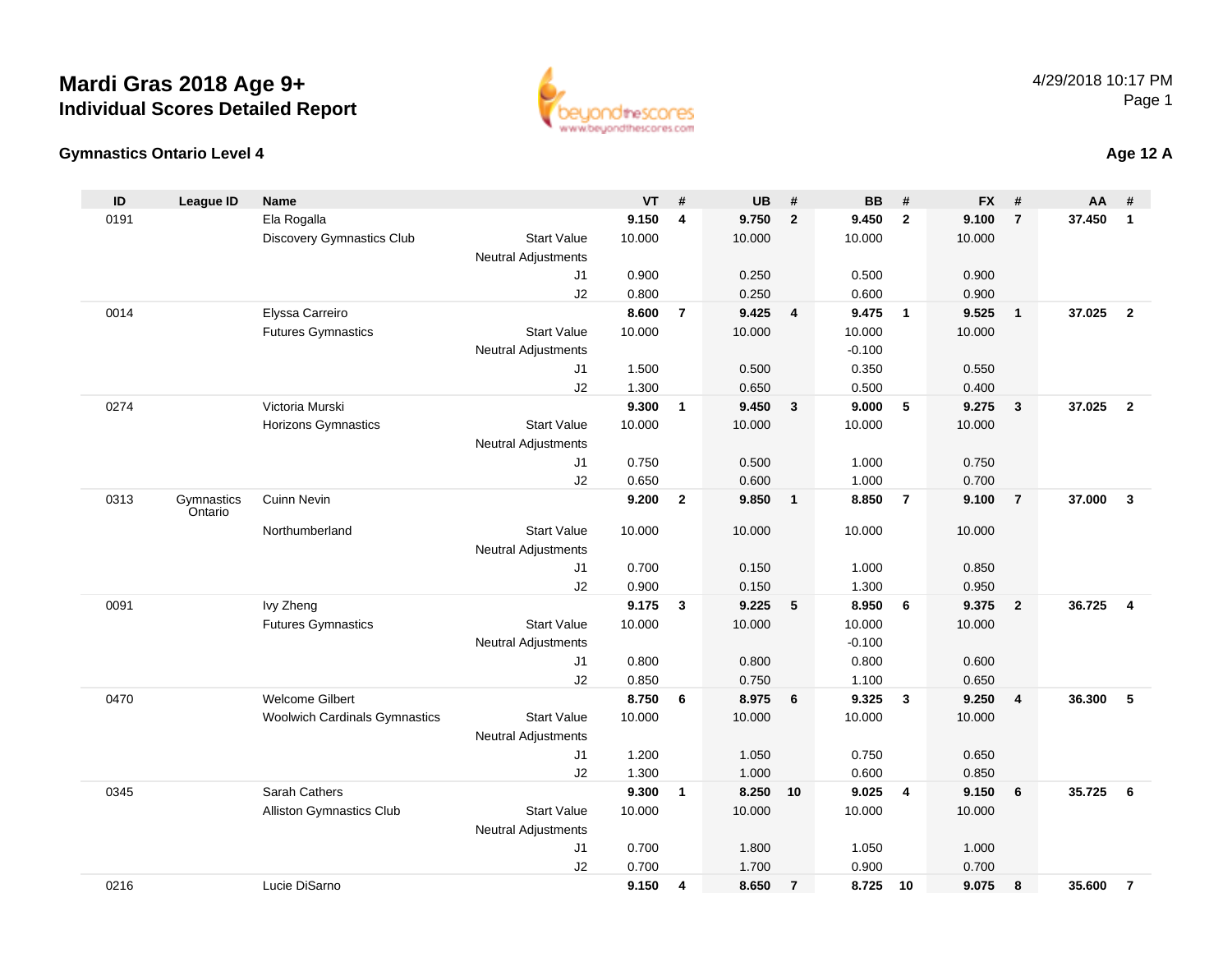# Mardi Gras 2018 Age 9+

## Individual Scores Detailed Report

4/29/2018 10:17 PM

### Gymnastics Ontario Level 4

**Age 12 A**

| ID | League ID | Name | | VT | # | UB | # | BB | # | FX | # | AA | # |
|---|---|---|---|---|---|---|---|---|---|---|---|---|---|
| 0191 | | Ela Rogalla | | **9.150** | **4** | **9.750** | **2** | **9.450** | **2** | **9.100** | **7** | **37.450** | **1** |
| | | Discovery Gymnastics Club | Start Value | 10.000 | | 10.000 | | 10.000 | | 10.000 | | | |
| | | | Neutral Adjustments | | | | | | | | | | |
| | | | J1 | 0.900 | | 0.250 | | 0.500 | | 0.900 | | | |
| | | | J2 | 0.800 | | 0.250 | | 0.600 | | 0.900 | | | |
| 0014 | | Elyssa Carreiro | | **8.600** | **7** | **9.425** | **4** | **9.475** | **1** | **9.525** | **1** | **37.025** | **2** |
| | | Futures Gymnastics | Start Value | 10.000 | | 10.000 | | 10.000 | | 10.000 | | | |
| | | | Neutral Adjustments | | | | | -0.100 | | | | | |
| | | | J1 | 1.500 | | 0.500 | | 0.350 | | 0.550 | | | |
| | | | J2 | 1.300 | | 0.650 | | 0.500 | | 0.400 | | | |
| 0274 | | Victoria Murski | | **9.300** | **1** | **9.450** | **3** | **9.000** | **5** | **9.275** | **3** | **37.025** | **2** |
| | | Horizons Gymnastics | Start Value | 10.000 | | 10.000 | | 10.000 | | 10.000 | | | |
| | | | Neutral Adjustments | | | | | | | | | | |
| | | | J1 | 0.750 | | 0.500 | | 1.000 | | 0.750 | | | |
| | | | J2 | 0.650 | | 0.600 | | 1.000 | | 0.700 | | | |
| 0313 | Gymnastics Ontario | Cuinn Nevin | | **9.200** | **2** | **9.850** | **1** | **8.850** | **7** | **9.100** | **7** | **37.000** | **3** |
| | | Northumberland | Start Value | 10.000 | | 10.000 | | 10.000 | | 10.000 | | | |
| | | | Neutral Adjustments | | | | | | | | | | |
| | | | J1 | 0.700 | | 0.150 | | 1.000 | | 0.850 | | | |
| | | | J2 | 0.900 | | 0.150 | | 1.300 | | 0.950 | | | |
| 0091 | | Ivy Zheng | | **9.175** | **3** | **9.225** | **5** | **8.950** | **6** | **9.375** | **2** | **36.725** | **4** |
| | | Futures Gymnastics | Start Value | 10.000 | | 10.000 | | 10.000 | | 10.000 | | | |
| | | | Neutral Adjustments | | | | | -0.100 | | | | | |
| | | | J1 | 0.800 | | 0.800 | | 0.800 | | 0.600 | | | |
| | | | J2 | 0.850 | | 0.750 | | 1.100 | | 0.650 | | | |
| 0470 | | Welcome Gilbert | | **8.750** | **6** | **8.975** | **6** | **9.325** | **3** | **9.250** | **4** | **36.300** | **5** |
| | | Woolwich Cardinals Gymnastics | Start Value | 10.000 | | 10.000 | | 10.000 | | 10.000 | | | |
| | | | Neutral Adjustments | | | | | | | | | | |
| | | | J1 | 1.200 | | 1.050 | | 0.750 | | 0.650 | | | |
| | | | J2 | 1.300 | | 1.000 | | 0.600 | | 0.850 | | | |
| 0345 | | Sarah Cathers | | **9.300** | **1** | **8.250** | **10** | **9.025** | **4** | **9.150** | **6** | **35.725** | **6** |
| | | Alliston Gymnastics Club | Start Value | 10.000 | | 10.000 | | 10.000 | | 10.000 | | | |
| | | | Neutral Adjustments | | | | | | | | | | |
| | | | J1 | 0.700 | | 1.800 | | 1.050 | | 1.000 | | | |
| | | | J2 | 0.700 | | 1.700 | | 0.900 | | 0.700 | | | |
| 0216 | | Lucie DiSarno | | **9.150** | **4** | **8.650** | **7** | **8.725** | **10** | **9.075** | **8** | **35.600** | **7** |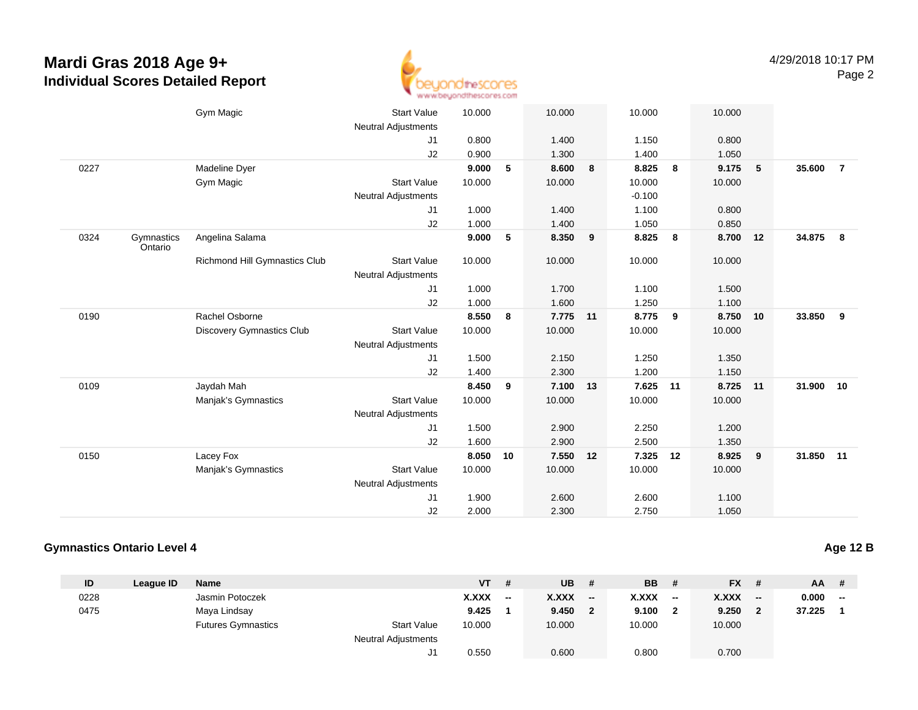# Mardi Gras 2018 Age 9+
## Individual Scores Detailed Report

4/29/2018 10:17 PM

| ID | League ID | Name | | VT | # | UB | # | BB | # | FX | # | AA | # |
|---|---|---|---|---|---|---|---|---|---|---|---|---|---|
| | | Gym Magic | Start Value | 10.000 | | 10.000 | | 10.000 | | 10.000 | | | |
| | | | Neutral Adjustments | | | | | | | | | | |
| | | | J1 | 0.800 | | 1.400 | | 1.150 | | 0.800 | | | |
| | | | J2 | 0.900 | | 1.300 | | 1.400 | | 1.050 | | | |
| 0227 | | Madeline Dyer | | **9.000** | **5** | **8.600** | **8** | **8.825** | **8** | **9.175** | **5** | **35.600** | **7** |
| | | Gym Magic | Start Value | 10.000 | | 10.000 | | 10.000 | | 10.000 | | | |
| | | | Neutral Adjustments | | | | | -0.100 | | | | | |
| | | | J1 | 1.000 | | 1.400 | | 1.100 | | 0.800 | | | |
| | | | J2 | 1.000 | | 1.400 | | 1.050 | | 0.850 | | | |
| 0324 | Gymnastics Ontario | Angelina Salama | | **9.000** | **5** | **8.350** | **9** | **8.825** | **8** | **8.700** | **12** | **34.875** | **8** |
| | | Richmond Hill Gymnastics Club | Start Value | 10.000 | | 10.000 | | 10.000 | | 10.000 | | | |
| | | | Neutral Adjustments | | | | | | | | | | |
| | | | J1 | 1.000 | | 1.700 | | 1.100 | | 1.500 | | | |
| | | | J2 | 1.000 | | 1.600 | | 1.250 | | 1.100 | | | |
| 0190 | | Rachel Osborne | | **8.550** | **8** | **7.775** | **11** | **8.775** | **9** | **8.750** | **10** | **33.850** | **9** |
| | | Discovery Gymnastics Club | Start Value | 10.000 | | 10.000 | | 10.000 | | 10.000 | | | |
| | | | Neutral Adjustments | | | | | | | | | | |
| | | | J1 | 1.500 | | 2.150 | | 1.250 | | 1.350 | | | |
| | | | J2 | 1.400 | | 2.300 | | 1.200 | | 1.150 | | | |
| 0109 | | Jaydah Mah | | **8.450** | **9** | **7.100** | **13** | **7.625** | **11** | **8.725** | **11** | **31.900** | **10** |
| | | Manjak's Gymnastics | Start Value | 10.000 | | 10.000 | | 10.000 | | 10.000 | | | |
| | | | Neutral Adjustments | | | | | | | | | | |
| | | | J1 | 1.500 | | 2.900 | | 2.250 | | 1.200 | | | |
| | | | J2 | 1.600 | | 2.900 | | 2.500 | | 1.350 | | | |
| 0150 | | Lacey Fox | | **8.050** | **10** | **7.550** | **12** | **7.325** | **12** | **8.925** | **9** | **31.850** | **11** |
| | | Manjak's Gymnastics | Start Value | 10.000 | | 10.000 | | 10.000 | | 10.000 | | | |
| | | | Neutral Adjustments | | | | | | | | | | |
| | | | J1 | 1.900 | | 2.600 | | 2.600 | | 1.100 | | | |
| | | | J2 | 2.000 | | 2.300 | | 2.750 | | 1.050 | | | |

### Gymnastics Ontario Level 4

**Age 12 B**

| ID | League ID | Name | | VT | # | UB | # | BB | # | FX | # | AA | # |
|---|---|---|---|---|---|---|---|---|---|---|---|---|---|
| 0228 | | Jasmin Potoczek | | **X.XXX** | **--** | **X.XXX** | **--** | **X.XXX** | **--** | **X.XXX** | **--** | **0.000** | **--** |
| 0475 | | Maya Lindsay | | **9.425** | **1** | **9.450** | **2** | **9.100** | **2** | **9.250** | **2** | **37.225** | **1** |
| | | Futures Gymnastics | Start Value | 10.000 | | 10.000 | | 10.000 | | 10.000 | | | |
| | | | Neutral Adjustments | | | | | | | | | | |
| | | | J1 | 0.550 | | 0.600 | | 0.800 | | 0.700 | | | |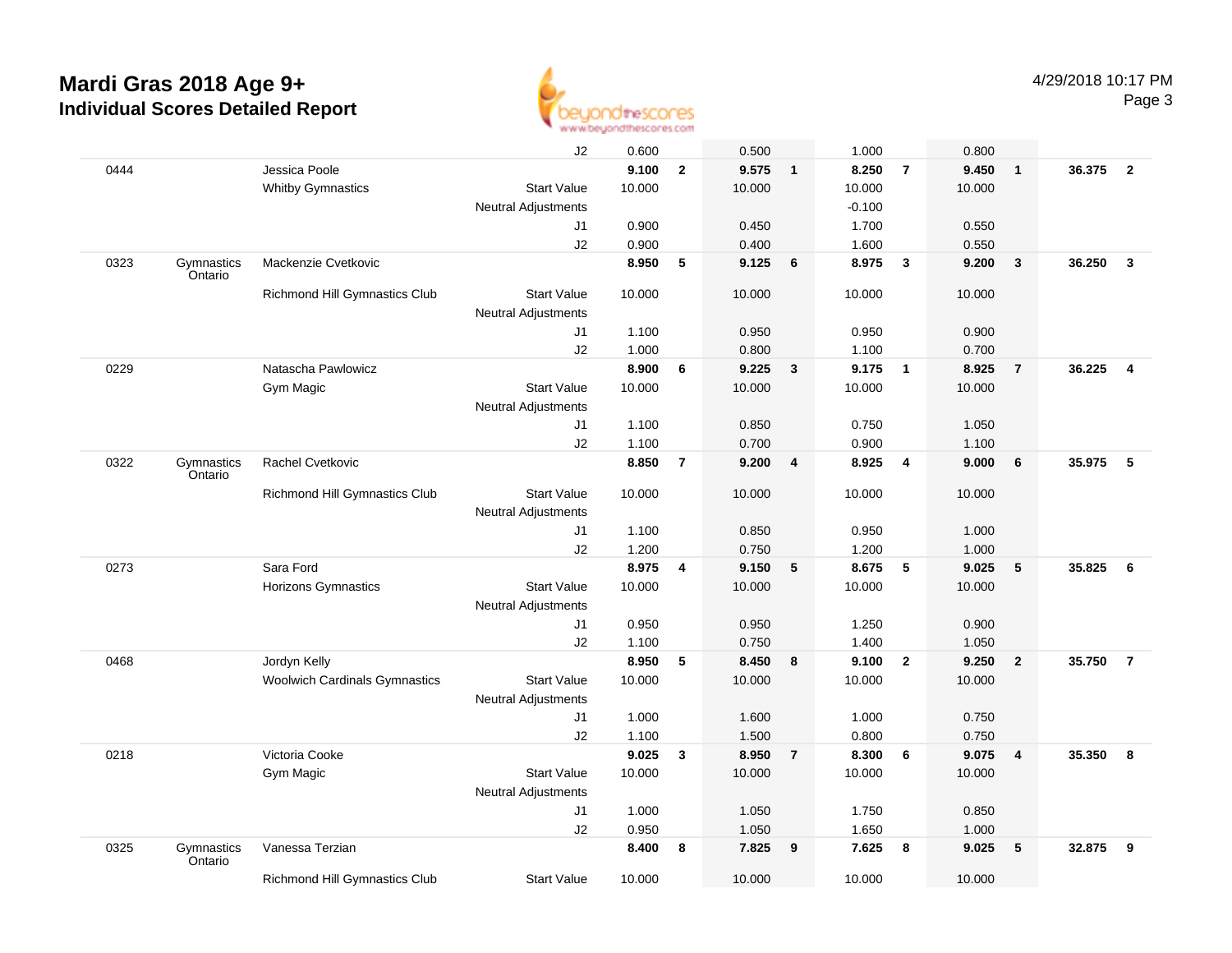# Mardi Gras 2018 Age 9+
## Individual Scores Detailed Report

| # | Province | Name / Club | | Vault | Rank | Bars | Rank | Beam | Rank | Floor | Rank | AA | Rank |
|---|---|---|---|---|---|---|---|---|---|---|---|---|---|
| | | | J2 | 0.600 | | 0.500 | | 1.000 | | 0.800 | | | |
| 0444 | | Jessica Poole | | **9.100** | **2** | **9.575** | **1** | **8.250** | **7** | **9.450** | **1** | **36.375** | **2** |
| | | Whitby Gymnastics | Start Value | 10.000 | | 10.000 | | 10.000 | | 10.000 | | | |
| | | | Neutral Adjustments | | | | | -0.100 | | | | | |
| | | | J1 | 0.900 | | 0.450 | | 1.700 | | 0.550 | | | |
| | | | J2 | 0.900 | | 0.400 | | 1.600 | | 0.550 | | | |
| 0323 | Gymnastics Ontario | Mackenzie Cvetkovic | | **8.950** | **5** | **9.125** | **6** | **8.975** | **3** | **9.200** | **3** | **36.250** | **3** |
| | | Richmond Hill Gymnastics Club | Start Value | 10.000 | | 10.000 | | 10.000 | | 10.000 | | | |
| | | | Neutral Adjustments | | | | | | | | | | |
| | | | J1 | 1.100 | | 0.950 | | 0.950 | | 0.900 | | | |
| | | | J2 | 1.000 | | 0.800 | | 1.100 | | 0.700 | | | |
| 0229 | | Natascha Pawlowicz | | **8.900** | **6** | **9.225** | **3** | **9.175** | **1** | **8.925** | **7** | **36.225** | **4** |
| | | Gym Magic | Start Value | 10.000 | | 10.000 | | 10.000 | | 10.000 | | | |
| | | | Neutral Adjustments | | | | | | | | | | |
| | | | J1 | 1.100 | | 0.850 | | 0.750 | | 1.050 | | | |
| | | | J2 | 1.100 | | 0.700 | | 0.900 | | 1.100 | | | |
| 0322 | Gymnastics Ontario | Rachel Cvetkovic | | **8.850** | **7** | **9.200** | **4** | **8.925** | **4** | **9.000** | **6** | **35.975** | **5** |
| | | Richmond Hill Gymnastics Club | Start Value | 10.000 | | 10.000 | | 10.000 | | 10.000 | | | |
| | | | Neutral Adjustments | | | | | | | | | | |
| | | | J1 | 1.100 | | 0.850 | | 0.950 | | 1.000 | | | |
| | | | J2 | 1.200 | | 0.750 | | 1.200 | | 1.000 | | | |
| 0273 | | Sara Ford | | **8.975** | **4** | **9.150** | **5** | **8.675** | **5** | **9.025** | **5** | **35.825** | **6** |
| | | Horizons Gymnastics | Start Value | 10.000 | | 10.000 | | 10.000 | | 10.000 | | | |
| | | | Neutral Adjustments | | | | | | | | | | |
| | | | J1 | 0.950 | | 0.950 | | 1.250 | | 0.900 | | | |
| | | | J2 | 1.100 | | 0.750 | | 1.400 | | 1.050 | | | |
| 0468 | | Jordyn Kelly | | **8.950** | **5** | **8.450** | **8** | **9.100** | **2** | **9.250** | **2** | **35.750** | **7** |
| | | Woolwich Cardinals Gymnastics | Start Value | 10.000 | | 10.000 | | 10.000 | | 10.000 | | | |
| | | | Neutral Adjustments | | | | | | | | | | |
| | | | J1 | 1.000 | | 1.600 | | 1.000 | | 0.750 | | | |
| | | | J2 | 1.100 | | 1.500 | | 0.800 | | 0.750 | | | |
| 0218 | | Victoria Cooke | | **9.025** | **3** | **8.950** | **7** | **8.300** | **6** | **9.075** | **4** | **35.350** | **8** |
| | | Gym Magic | Start Value | 10.000 | | 10.000 | | 10.000 | | 10.000 | | | |
| | | | Neutral Adjustments | | | | | | | | | | |
| | | | J1 | 1.000 | | 1.050 | | 1.750 | | 0.850 | | | |
| | | | J2 | 0.950 | | 1.050 | | 1.650 | | 1.000 | | | |
| 0325 | Gymnastics Ontario | Vanessa Terzian | | **8.400** | **8** | **7.825** | **9** | **7.625** | **8** | **9.025** | **5** | **32.875** | **9** |
| | | Richmond Hill Gymnastics Club | Start Value | 10.000 | | 10.000 | | 10.000 | | 10.000 | | | |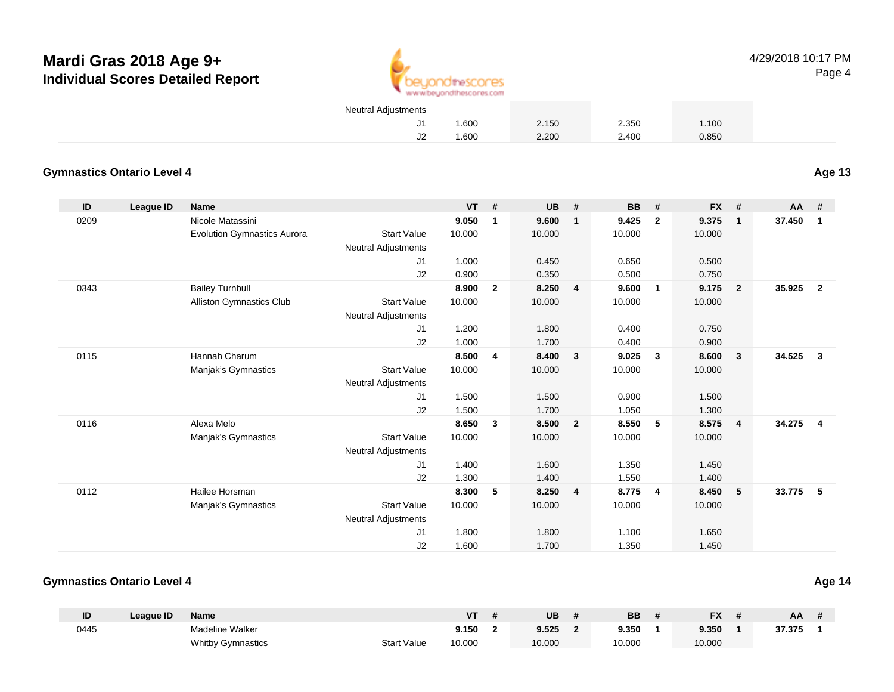# Mardi Gras 2018 Age 9+

## Individual Scores Detailed Report

| | | | | VT | # | UB | # | BB | # | FX | # | AA | # |
|---|---|---|---|---|---|---|---|---|---|---|---|---|---|
| | | | Neutral Adjustments | | | | | | | | | | |
| | | | J1 | 1.600 | | 2.150 | | 2.350 | | 1.100 | | | |
| | | | J2 | 1.600 | | 2.200 | | 2.400 | | 0.850 | | | |

### Gymnastics Ontario Level 4 — Age 13

| ID | League ID | Name | | VT | # | UB | # | BB | # | FX | # | AA | # |
|---|---|---|---|---|---|---|---|---|---|---|---|---|---|
| 0209 | | Nicole Matassini | | **9.050** | **1** | **9.600** | **1** | **9.425** | **2** | **9.375** | **1** | **37.450** | **1** |
| | | Evolution Gymnastics Aurora | Start Value | 10.000 | | 10.000 | | 10.000 | | 10.000 | | | |
| | | | Neutral Adjustments | | | | | | | | | | |
| | | | J1 | 1.000 | | 0.450 | | 0.650 | | 0.500 | | | |
| | | | J2 | 0.900 | | 0.350 | | 0.500 | | 0.750 | | | |
| 0343 | | Bailey Turnbull | | **8.900** | **2** | **8.250** | **4** | **9.600** | **1** | **9.175** | **2** | **35.925** | **2** |
| | | Alliston Gymnastics Club | Start Value | 10.000 | | 10.000 | | 10.000 | | 10.000 | | | |
| | | | Neutral Adjustments | | | | | | | | | | |
| | | | J1 | 1.200 | | 1.800 | | 0.400 | | 0.750 | | | |
| | | | J2 | 1.000 | | 1.700 | | 0.400 | | 0.900 | | | |
| 0115 | | Hannah Charum | | **8.500** | **4** | **8.400** | **3** | **9.025** | **3** | **8.600** | **3** | **34.525** | **3** |
| | | Manjak's Gymnastics | Start Value | 10.000 | | 10.000 | | 10.000 | | 10.000 | | | |
| | | | Neutral Adjustments | | | | | | | | | | |
| | | | J1 | 1.500 | | 1.500 | | 0.900 | | 1.500 | | | |
| | | | J2 | 1.500 | | 1.700 | | 1.050 | | 1.300 | | | |
| 0116 | | Alexa Melo | | **8.650** | **3** | **8.500** | **2** | **8.550** | **5** | **8.575** | **4** | **34.275** | **4** |
| | | Manjak's Gymnastics | Start Value | 10.000 | | 10.000 | | 10.000 | | 10.000 | | | |
| | | | Neutral Adjustments | | | | | | | | | | |
| | | | J1 | 1.400 | | 1.600 | | 1.350 | | 1.450 | | | |
| | | | J2 | 1.300 | | 1.400 | | 1.550 | | 1.400 | | | |
| 0112 | | Hailee Horsman | | **8.300** | **5** | **8.250** | **4** | **8.775** | **4** | **8.450** | **5** | **33.775** | **5** |
| | | Manjak's Gymnastics | Start Value | 10.000 | | 10.000 | | 10.000 | | 10.000 | | | |
| | | | Neutral Adjustments | | | | | | | | | | |
| | | | J1 | 1.800 | | 1.800 | | 1.100 | | 1.650 | | | |
| | | | J2 | 1.600 | | 1.700 | | 1.350 | | 1.450 | | | |

### Gymnastics Ontario Level 4 — Age 14

| ID | League ID | Name | | VT | # | UB | # | BB | # | FX | # | AA | # |
|---|---|---|---|---|---|---|---|---|---|---|---|---|---|
| 0445 | | Madeline Walker | | **9.150** | **2** | **9.525** | **2** | **9.350** | **1** | **9.350** | **1** | **37.375** | **1** |
| | | Whitby Gymnastics | Start Value | 10.000 | | 10.000 | | 10.000 | | 10.000 | | | |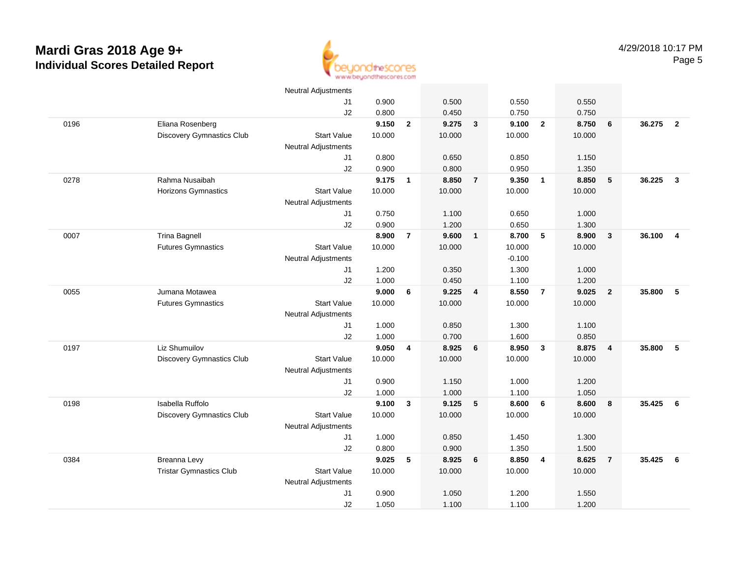# Mardi Gras 2018 Age 9+
## Individual Scores Detailed Report

4/29/2018 10:17 PM

| | | | | | | | | | | | | |
|---|---|---|---|---|---|---|---|---|---|---|---|---|
| | | Neutral Adjustments | | | | | | | | | | |
| | | J1 | 0.900 | | 0.500 | | 0.550 | | 0.550 | | | |
| | | J2 | 0.800 | | 0.450 | | 0.750 | | 0.750 | | | |
| 0196 | Eliana Rosenberg | | **9.150** | **2** | **9.275** | **3** | **9.100** | **2** | **8.750** | **6** | **36.275** | **2** |
| | Discovery Gymnastics Club | Start Value | 10.000 | | 10.000 | | 10.000 | | 10.000 | | | |
| | | Neutral Adjustments | | | | | | | | | | |
| | | J1 | 0.800 | | 0.650 | | 0.850 | | 1.150 | | | |
| | | J2 | 0.900 | | 0.800 | | 0.950 | | 1.350 | | | |
| 0278 | Rahma Nusaibah | | **9.175** | **1** | **8.850** | **7** | **9.350** | **1** | **8.850** | **5** | **36.225** | **3** |
| | Horizons Gymnastics | Start Value | 10.000 | | 10.000 | | 10.000 | | 10.000 | | | |
| | | Neutral Adjustments | | | | | | | | | | |
| | | J1 | 0.750 | | 1.100 | | 0.650 | | 1.000 | | | |
| | | J2 | 0.900 | | 1.200 | | 0.650 | | 1.300 | | | |
| 0007 | Trina Bagnell | | **8.900** | **7** | **9.600** | **1** | **8.700** | **5** | **8.900** | **3** | **36.100** | **4** |
| | Futures Gymnastics | Start Value | 10.000 | | 10.000 | | 10.000 | | 10.000 | | | |
| | | Neutral Adjustments | | | | | -0.100 | | | | | |
| | | J1 | 1.200 | | 0.350 | | 1.300 | | 1.000 | | | |
| | | J2 | 1.000 | | 0.450 | | 1.100 | | 1.200 | | | |
| 0055 | Jumana Motawea | | **9.000** | **6** | **9.225** | **4** | **8.550** | **7** | **9.025** | **2** | **35.800** | **5** |
| | Futures Gymnastics | Start Value | 10.000 | | 10.000 | | 10.000 | | 10.000 | | | |
| | | Neutral Adjustments | | | | | | | | | | |
| | | J1 | 1.000 | | 0.850 | | 1.300 | | 1.100 | | | |
| | | J2 | 1.000 | | 0.700 | | 1.600 | | 0.850 | | | |
| 0197 | Liz Shumuilov | | **9.050** | **4** | **8.925** | **6** | **8.950** | **3** | **8.875** | **4** | **35.800** | **5** |
| | Discovery Gymnastics Club | Start Value | 10.000 | | 10.000 | | 10.000 | | 10.000 | | | |
| | | Neutral Adjustments | | | | | | | | | | |
| | | J1 | 0.900 | | 1.150 | | 1.000 | | 1.200 | | | |
| | | J2 | 1.000 | | 1.000 | | 1.100 | | 1.050 | | | |
| 0198 | Isabella Ruffolo | | **9.100** | **3** | **9.125** | **5** | **8.600** | **6** | **8.600** | **8** | **35.425** | **6** |
| | Discovery Gymnastics Club | Start Value | 10.000 | | 10.000 | | 10.000 | | 10.000 | | | |
| | | Neutral Adjustments | | | | | | | | | | |
| | | J1 | 1.000 | | 0.850 | | 1.450 | | 1.300 | | | |
| | | J2 | 0.800 | | 0.900 | | 1.350 | | 1.500 | | | |
| 0384 | Breanna Levy | | **9.025** | **5** | **8.925** | **6** | **8.850** | **4** | **8.625** | **7** | **35.425** | **6** |
| | Tristar Gymnastics Club | Start Value | 10.000 | | 10.000 | | 10.000 | | 10.000 | | | |
| | | Neutral Adjustments | | | | | | | | | | |
| | | J1 | 0.900 | | 1.050 | | 1.200 | | 1.550 | | | |
| | | J2 | 1.050 | | 1.100 | | 1.100 | | 1.200 | | | |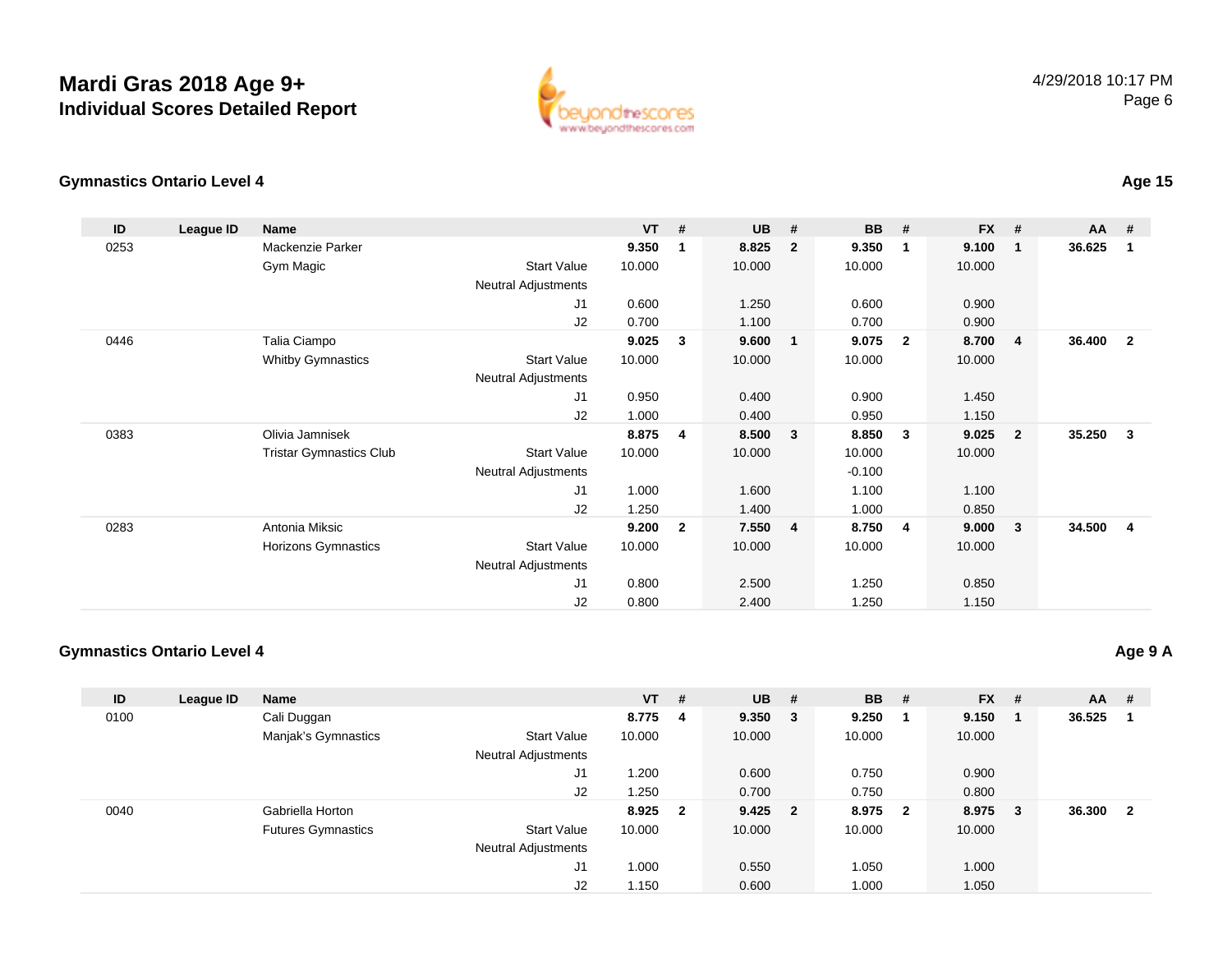# Mardi Gras 2018 Age 9+
## Individual Scores Detailed Report

4/29/2018 10:17 PM

### Gymnastics Ontario Level 4 — Age 15

| ID | League ID | Name | | VT | # | UB | # | BB | # | FX | # | AA | # |
|---|---|---|---|---|---|---|---|---|---|---|---|---|---|
| 0253 | | Mackenzie Parker | | **9.350** | **1** | **8.825** | **2** | **9.350** | **1** | **9.100** | **1** | **36.625** | **1** |
| | | Gym Magic | Start Value | 10.000 | | 10.000 | | 10.000 | | 10.000 | | | |
| | | | Neutral Adjustments | | | | | | | | | | |
| | | | J1 | 0.600 | | 1.250 | | 0.600 | | 0.900 | | | |
| | | | J2 | 0.700 | | 1.100 | | 0.700 | | 0.900 | | | |
| 0446 | | Talia Ciampo | | **9.025** | **3** | **9.600** | **1** | **9.075** | **2** | **8.700** | **4** | **36.400** | **2** |
| | | Whitby Gymnastics | Start Value | 10.000 | | 10.000 | | 10.000 | | 10.000 | | | |
| | | | Neutral Adjustments | | | | | | | | | | |
| | | | J1 | 0.950 | | 0.400 | | 0.900 | | 1.450 | | | |
| | | | J2 | 1.000 | | 0.400 | | 0.950 | | 1.150 | | | |
| 0383 | | Olivia Jamnisek | | **8.875** | **4** | **8.500** | **3** | **8.850** | **3** | **9.025** | **2** | **35.250** | **3** |
| | | Tristar Gymnastics Club | Start Value | 10.000 | | 10.000 | | 10.000 | | 10.000 | | | |
| | | | Neutral Adjustments | | | | | -0.100 | | | | | |
| | | | J1 | 1.000 | | 1.600 | | 1.100 | | 1.100 | | | |
| | | | J2 | 1.250 | | 1.400 | | 1.000 | | 0.850 | | | |
| 0283 | | Antonia Miksic | | **9.200** | **2** | **7.550** | **4** | **8.750** | **4** | **9.000** | **3** | **34.500** | **4** |
| | | Horizons Gymnastics | Start Value | 10.000 | | 10.000 | | 10.000 | | 10.000 | | | |
| | | | Neutral Adjustments | | | | | | | | | | |
| | | | J1 | 0.800 | | 2.500 | | 1.250 | | 0.850 | | | |
| | | | J2 | 0.800 | | 2.400 | | 1.250 | | 1.150 | | | |

### Gymnastics Ontario Level 4 — Age 9 A

| ID | League ID | Name | | VT | # | UB | # | BB | # | FX | # | AA | # |
|---|---|---|---|---|---|---|---|---|---|---|---|---|---|
| 0100 | | Cali Duggan | | **8.775** | **4** | **9.350** | **3** | **9.250** | **1** | **9.150** | **1** | **36.525** | **1** |
| | | Manjak's Gymnastics | Start Value | 10.000 | | 10.000 | | 10.000 | | 10.000 | | | |
| | | | Neutral Adjustments | | | | | | | | | | |
| | | | J1 | 1.200 | | 0.600 | | 0.750 | | 0.900 | | | |
| | | | J2 | 1.250 | | 0.700 | | 0.750 | | 0.800 | | | |
| 0040 | | Gabriella Horton | | **8.925** | **2** | **9.425** | **2** | **8.975** | **2** | **8.975** | **3** | **36.300** | **2** |
| | | Futures Gymnastics | Start Value | 10.000 | | 10.000 | | 10.000 | | 10.000 | | | |
| | | | Neutral Adjustments | | | | | | | | | | |
| | | | J1 | 1.000 | | 0.550 | | 1.050 | | 1.000 | | | |
| | | | J2 | 1.150 | | 0.600 | | 1.000 | | 1.050 | | | |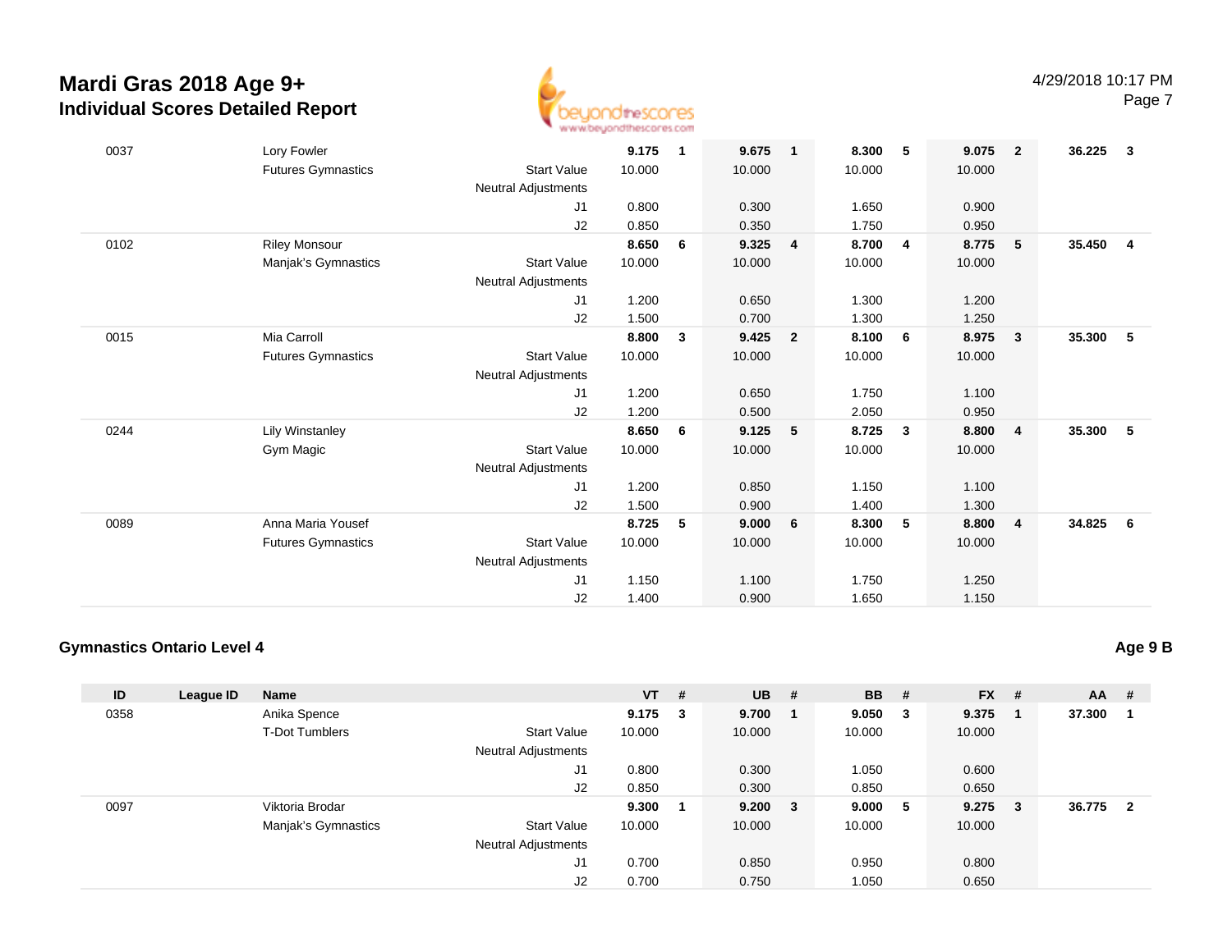# Mardi Gras 2018 Age 9+
## Individual Scores Detailed Report

| ID | League ID | Name | | VT | # | UB | # | BB | # | FX | # | AA | # |
|---|---|---|---|---|---|---|---|---|---|---|---|---|---|
| 0037 | | Lory Fowler | | 9.175 | 1 | 9.675 | 1 | 8.300 | 5 | 9.075 | 2 | 36.225 | 3 |
| | | Futures Gymnastics | Start Value | 10.000 | | 10.000 | | 10.000 | | 10.000 | | | |
| | | | Neutral Adjustments | | | | | | | | | | |
| | | | J1 | 0.800 | | 0.300 | | 1.650 | | 0.900 | | | |
| | | | J2 | 0.850 | | 0.350 | | 1.750 | | 0.950 | | | |
| 0102 | | Riley Monsour | | 8.650 | 6 | 9.325 | 4 | 8.700 | 4 | 8.775 | 5 | 35.450 | 4 |
| | | Manjak's Gymnastics | Start Value | 10.000 | | 10.000 | | 10.000 | | 10.000 | | | |
| | | | Neutral Adjustments | | | | | | | | | | |
| | | | J1 | 1.200 | | 0.650 | | 1.300 | | 1.200 | | | |
| | | | J2 | 1.500 | | 0.700 | | 1.300 | | 1.250 | | | |
| 0015 | | Mia Carroll | | 8.800 | 3 | 9.425 | 2 | 8.100 | 6 | 8.975 | 3 | 35.300 | 5 |
| | | Futures Gymnastics | Start Value | 10.000 | | 10.000 | | 10.000 | | 10.000 | | | |
| | | | Neutral Adjustments | | | | | | | | | | |
| | | | J1 | 1.200 | | 0.650 | | 1.750 | | 1.100 | | | |
| | | | J2 | 1.200 | | 0.500 | | 2.050 | | 0.950 | | | |
| 0244 | | Lily Winstanley | | 8.650 | 6 | 9.125 | 5 | 8.725 | 3 | 8.800 | 4 | 35.300 | 5 |
| | | Gym Magic | Start Value | 10.000 | | 10.000 | | 10.000 | | 10.000 | | | |
| | | | Neutral Adjustments | | | | | | | | | | |
| | | | J1 | 1.200 | | 0.850 | | 1.150 | | 1.100 | | | |
| | | | J2 | 1.500 | | 0.900 | | 1.400 | | 1.300 | | | |
| 0089 | | Anna Maria Yousef | | 8.725 | 5 | 9.000 | 6 | 8.300 | 5 | 8.800 | 4 | 34.825 | 6 |
| | | Futures Gymnastics | Start Value | 10.000 | | 10.000 | | 10.000 | | 10.000 | | | |
| | | | Neutral Adjustments | | | | | | | | | | |
| | | | J1 | 1.150 | | 1.100 | | 1.750 | | 1.250 | | | |
| | | | J2 | 1.400 | | 0.900 | | 1.650 | | 1.150 | | | |

### Gymnastics Ontario Level 4

**Age 9 B**

| ID | League ID | Name | | VT | # | UB | # | BB | # | FX | # | AA | # |
|---|---|---|---|---|---|---|---|---|---|---|---|---|---|
| 0358 | | Anika Spence | | 9.175 | 3 | 9.700 | 1 | 9.050 | 3 | 9.375 | 1 | 37.300 | 1 |
| | | T-Dot Tumblers | Start Value | 10.000 | | 10.000 | | 10.000 | | 10.000 | | | |
| | | | Neutral Adjustments | | | | | | | | | | |
| | | | J1 | 0.800 | | 0.300 | | 1.050 | | 0.600 | | | |
| | | | J2 | 0.850 | | 0.300 | | 0.850 | | 0.650 | | | |
| 0097 | | Viktoria Brodar | | 9.300 | 1 | 9.200 | 3 | 9.000 | 5 | 9.275 | 3 | 36.775 | 2 |
| | | Manjak's Gymnastics | Start Value | 10.000 | | 10.000 | | 10.000 | | 10.000 | | | |
| | | | Neutral Adjustments | | | | | | | | | | |
| | | | J1 | 0.700 | | 0.850 | | 0.950 | | 0.800 | | | |
| | | | J2 | 0.700 | | 0.750 | | 1.050 | | 0.650 | | | |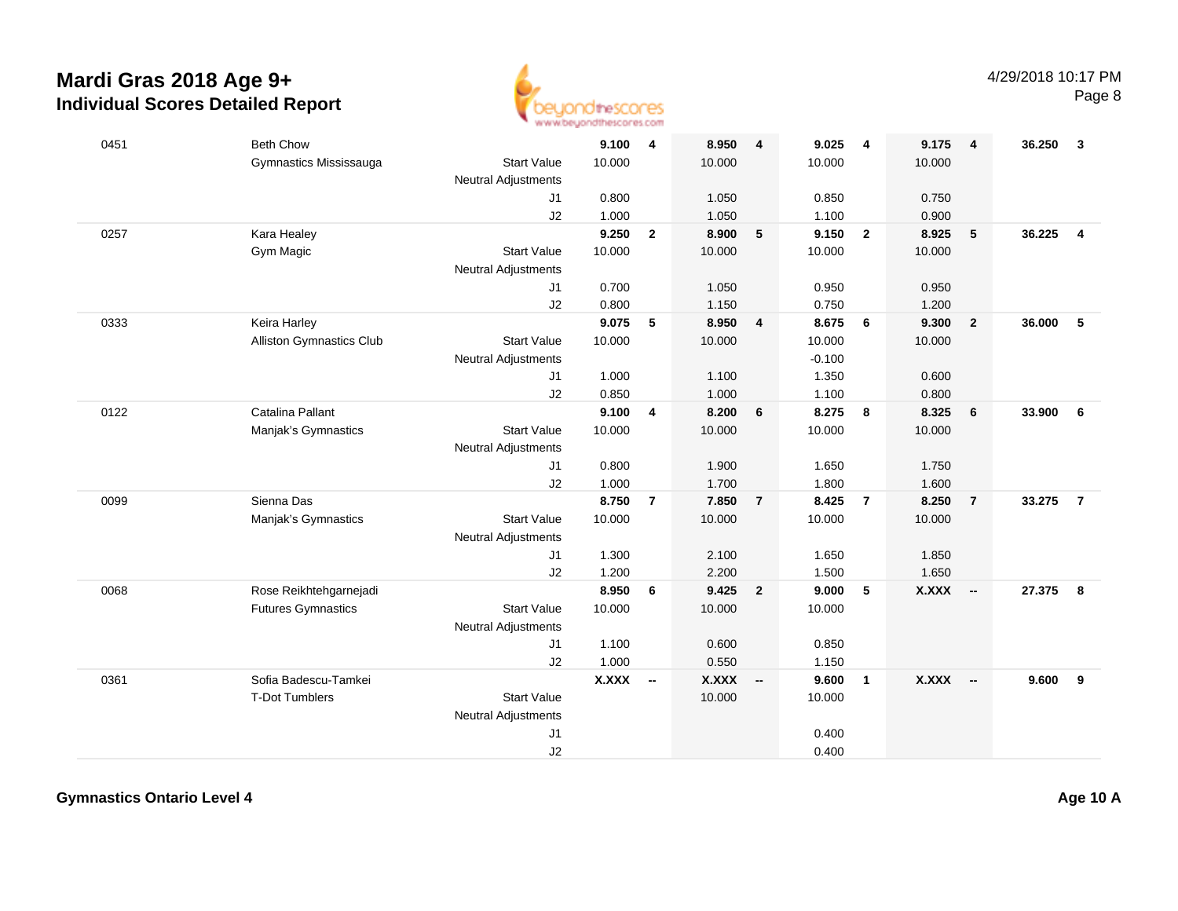# Mardi Gras 2018 Age 9+
## Individual Scores Detailed Report

4/29/2018 10:17 PM

| | | | | | | | | | | | | |
|---|---|---|---|---|---|---|---|---|---|---|---|---|
| 0451 | Beth Chow | | **9.100** | **4** | **8.950** | **4** | **9.025** | **4** | **9.175** | **4** | **36.250** | **3** |
| | Gymnastics Mississauga | Start Value | 10.000 | | 10.000 | | 10.000 | | 10.000 | | | |
| | | Neutral Adjustments | | | | | | | | | | |
| | | J1 | 0.800 | | 1.050 | | 0.850 | | 0.750 | | | |
| | | J2 | 1.000 | | 1.050 | | 1.100 | | 0.900 | | | |
| 0257 | Kara Healey | | **9.250** | **2** | **8.900** | **5** | **9.150** | **2** | **8.925** | **5** | **36.225** | **4** |
| | Gym Magic | Start Value | 10.000 | | 10.000 | | 10.000 | | 10.000 | | | |
| | | Neutral Adjustments | | | | | | | | | | |
| | | J1 | 0.700 | | 1.050 | | 0.950 | | 0.950 | | | |
| | | J2 | 0.800 | | 1.150 | | 0.750 | | 1.200 | | | |
| 0333 | Keira Harley | | **9.075** | **5** | **8.950** | **4** | **8.675** | **6** | **9.300** | **2** | **36.000** | **5** |
| | Alliston Gymnastics Club | Start Value | 10.000 | | 10.000 | | 10.000 | | 10.000 | | | |
| | | Neutral Adjustments | | | | | -0.100 | | | | | |
| | | J1 | 1.000 | | 1.100 | | 1.350 | | 0.600 | | | |
| | | J2 | 0.850 | | 1.000 | | 1.100 | | 0.800 | | | |
| 0122 | Catalina Pallant | | **9.100** | **4** | **8.200** | **6** | **8.275** | **8** | **8.325** | **6** | **33.900** | **6** |
| | Manjak's Gymnastics | Start Value | 10.000 | | 10.000 | | 10.000 | | 10.000 | | | |
| | | Neutral Adjustments | | | | | | | | | | |
| | | J1 | 0.800 | | 1.900 | | 1.650 | | 1.750 | | | |
| | | J2 | 1.000 | | 1.700 | | 1.800 | | 1.600 | | | |
| 0099 | Sienna Das | | **8.750** | **7** | **7.850** | **7** | **8.425** | **7** | **8.250** | **7** | **33.275** | **7** |
| | Manjak's Gymnastics | Start Value | 10.000 | | 10.000 | | 10.000 | | 10.000 | | | |
| | | Neutral Adjustments | | | | | | | | | | |
| | | J1 | 1.300 | | 2.100 | | 1.650 | | 1.850 | | | |
| | | J2 | 1.200 | | 2.200 | | 1.500 | | 1.650 | | | |
| 0068 | Rose Reikhtehgarnejadi | | **8.950** | **6** | **9.425** | **2** | **9.000** | **5** | **X.XXX** | **--** | **27.375** | **8** |
| | Futures Gymnastics | Start Value | 10.000 | | 10.000 | | 10.000 | | | | | |
| | | Neutral Adjustments | | | | | | | | | | |
| | | J1 | 1.100 | | 0.600 | | 0.850 | | | | | |
| | | J2 | 1.000 | | 0.550 | | 1.150 | | | | | |
| 0361 | Sofia Badescu-Tamkei | | **X.XXX** | **--** | **X.XXX** | **--** | **9.600** | **1** | **X.XXX** | **--** | **9.600** | **9** |
| | T-Dot Tumblers | Start Value | | | 10.000 | | 10.000 | | | | | |
| | | Neutral Adjustments | | | | | | | | | | |
| | | J1 | | | | | 0.400 | | | | | |
| | | J2 | | | | | 0.400 | | | | | |

**Gymnastics Ontario Level 4** **Age 10 A**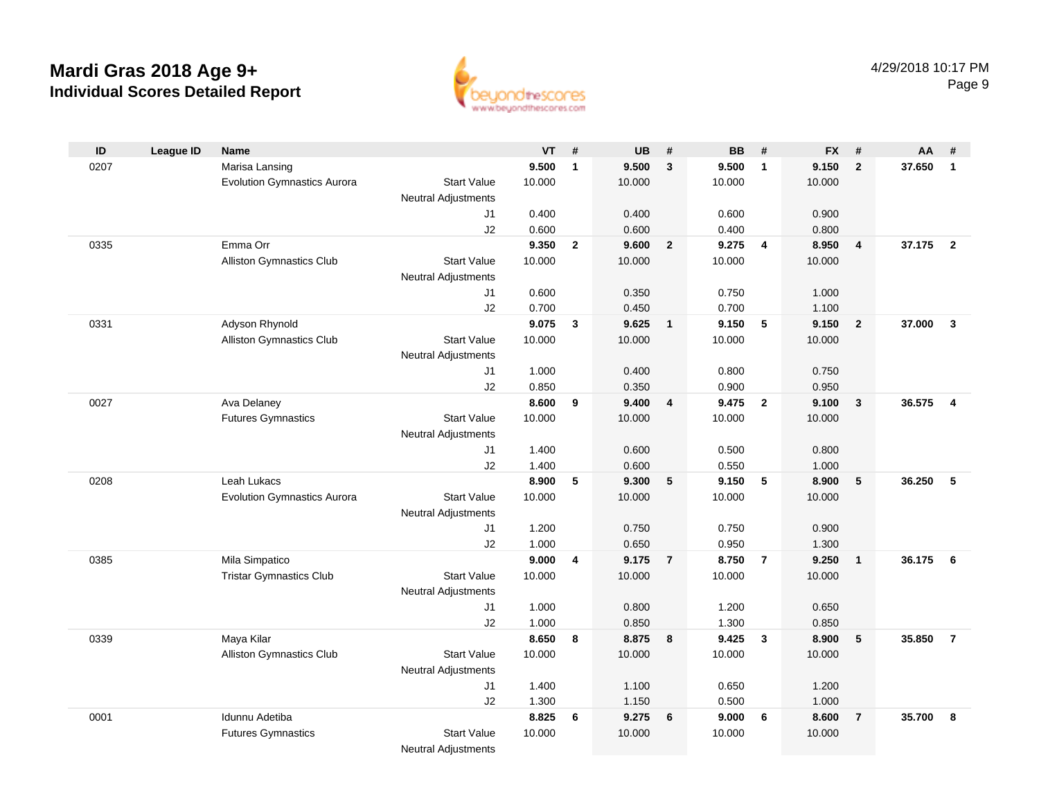# Mardi Gras 2018 Age 9+
## Individual Scores Detailed Report

4/29/2018 10:17 PM

| ID | League ID | Name | | VT | # | UB | # | BB | # | FX | # | AA | # |
|---|---|---|---|---|---|---|---|---|---|---|---|---|---|
| 0207 | | Marisa Lansing | | **9.500** | **1** | **9.500** | **3** | **9.500** | **1** | **9.150** | **2** | **37.650** | **1** |
| | | Evolution Gymnastics Aurora | Start Value | 10.000 | | 10.000 | | 10.000 | | 10.000 | | | |
| | | | Neutral Adjustments | | | | | | | | | | |
| | | | J1 | 0.400 | | 0.400 | | 0.600 | | 0.900 | | | |
| | | | J2 | 0.600 | | 0.600 | | 0.400 | | 0.800 | | | |
| 0335 | | Emma Orr | | **9.350** | **2** | **9.600** | **2** | **9.275** | **4** | **8.950** | **4** | **37.175** | **2** |
| | | Alliston Gymnastics Club | Start Value | 10.000 | | 10.000 | | 10.000 | | 10.000 | | | |
| | | | Neutral Adjustments | | | | | | | | | | |
| | | | J1 | 0.600 | | 0.350 | | 0.750 | | 1.000 | | | |
| | | | J2 | 0.700 | | 0.450 | | 0.700 | | 1.100 | | | |
| 0331 | | Adyson Rhynold | | **9.075** | **3** | **9.625** | **1** | **9.150** | **5** | **9.150** | **2** | **37.000** | **3** |
| | | Alliston Gymnastics Club | Start Value | 10.000 | | 10.000 | | 10.000 | | 10.000 | | | |
| | | | Neutral Adjustments | | | | | | | | | | |
| | | | J1 | 1.000 | | 0.400 | | 0.800 | | 0.750 | | | |
| | | | J2 | 0.850 | | 0.350 | | 0.900 | | 0.950 | | | |
| 0027 | | Ava Delaney | | **8.600** | **9** | **9.400** | **4** | **9.475** | **2** | **9.100** | **3** | **36.575** | **4** |
| | | Futures Gymnastics | Start Value | 10.000 | | 10.000 | | 10.000 | | 10.000 | | | |
| | | | Neutral Adjustments | | | | | | | | | | |
| | | | J1 | 1.400 | | 0.600 | | 0.500 | | 0.800 | | | |
| | | | J2 | 1.400 | | 0.600 | | 0.550 | | 1.000 | | | |
| 0208 | | Leah Lukacs | | **8.900** | **5** | **9.300** | **5** | **9.150** | **5** | **8.900** | **5** | **36.250** | **5** |
| | | Evolution Gymnastics Aurora | Start Value | 10.000 | | 10.000 | | 10.000 | | 10.000 | | | |
| | | | Neutral Adjustments | | | | | | | | | | |
| | | | J1 | 1.200 | | 0.750 | | 0.750 | | 0.900 | | | |
| | | | J2 | 1.000 | | 0.650 | | 0.950 | | 1.300 | | | |
| 0385 | | Mila Simpatico | | **9.000** | **4** | **9.175** | **7** | **8.750** | **7** | **9.250** | **1** | **36.175** | **6** |
| | | Tristar Gymnastics Club | Start Value | 10.000 | | 10.000 | | 10.000 | | 10.000 | | | |
| | | | Neutral Adjustments | | | | | | | | | | |
| | | | J1 | 1.000 | | 0.800 | | 1.200 | | 0.650 | | | |
| | | | J2 | 1.000 | | 0.850 | | 1.300 | | 0.850 | | | |
| 0339 | | Maya Kilar | | **8.650** | **8** | **8.875** | **8** | **9.425** | **3** | **8.900** | **5** | **35.850** | **7** |
| | | Alliston Gymnastics Club | Start Value | 10.000 | | 10.000 | | 10.000 | | 10.000 | | | |
| | | | Neutral Adjustments | | | | | | | | | | |
| | | | J1 | 1.400 | | 1.100 | | 0.650 | | 1.200 | | | |
| | | | J2 | 1.300 | | 1.150 | | 0.500 | | 1.000 | | | |
| 0001 | | Idunnu Adetiba | | **8.825** | **6** | **9.275** | **6** | **9.000** | **6** | **8.600** | **7** | **35.700** | **8** |
| | | Futures Gymnastics | Start Value | 10.000 | | 10.000 | | 10.000 | | 10.000 | | | |
| | | | Neutral Adjustments | | | | | | | | | | |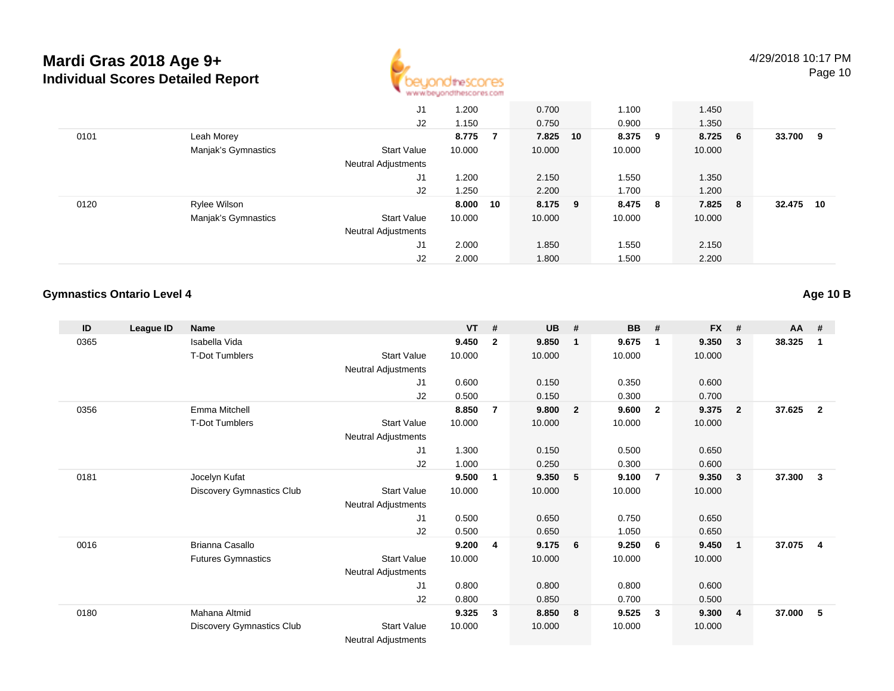# Mardi Gras 2018 Age 9+

## Individual Scores Detailed Report

| ID | League ID | Name | | VT | # | UB | # | BB | # | FX | # | AA | # |
|---|---|---|---|---|---|---|---|---|---|---|---|---|---|
| | | | J1 | 1.200 | | 0.700 | | 1.100 | | 1.450 | | | |
| | | | J2 | 1.150 | | 0.750 | | 0.900 | | 1.350 | | | |
| 0101 | | Leah Morey | | **8.775** | **7** | **7.825** | **10** | **8.375** | **9** | **8.725** | **6** | **33.700** | **9** |
| | | Manjak's Gymnastics | Start Value | 10.000 | | 10.000 | | 10.000 | | 10.000 | | | |
| | | | Neutral Adjustments | | | | | | | | | | |
| | | | J1 | 1.200 | | 2.150 | | 1.550 | | 1.350 | | | |
| | | | J2 | 1.250 | | 2.200 | | 1.700 | | 1.200 | | | |
| 0120 | | Rylee Wilson | | **8.000** | **10** | **8.175** | **9** | **8.475** | **8** | **7.825** | **8** | **32.475** | **10** |
| | | Manjak's Gymnastics | Start Value | 10.000 | | 10.000 | | 10.000 | | 10.000 | | | |
| | | | Neutral Adjustments | | | | | | | | | | |
| | | | J1 | 2.000 | | 1.850 | | 1.550 | | 2.150 | | | |
| | | | J2 | 2.000 | | 1.800 | | 1.500 | | 2.200 | | | |

### Gymnastics Ontario Level 4

**Age 10 B**

| ID | League ID | Name | | VT | # | UB | # | BB | # | FX | # | AA | # |
|---|---|---|---|---|---|---|---|---|---|---|---|---|---|
| 0365 | | Isabella Vida | | **9.450** | **2** | **9.850** | **1** | **9.675** | **1** | **9.350** | **3** | **38.325** | **1** |
| | | T-Dot Tumblers | Start Value | 10.000 | | 10.000 | | 10.000 | | 10.000 | | | |
| | | | Neutral Adjustments | | | | | | | | | | |
| | | | J1 | 0.600 | | 0.150 | | 0.350 | | 0.600 | | | |
| | | | J2 | 0.500 | | 0.150 | | 0.300 | | 0.700 | | | |
| 0356 | | Emma Mitchell | | **8.850** | **7** | **9.800** | **2** | **9.600** | **2** | **9.375** | **2** | **37.625** | **2** |
| | | T-Dot Tumblers | Start Value | 10.000 | | 10.000 | | 10.000 | | 10.000 | | | |
| | | | Neutral Adjustments | | | | | | | | | | |
| | | | J1 | 1.300 | | 0.150 | | 0.500 | | 0.650 | | | |
| | | | J2 | 1.000 | | 0.250 | | 0.300 | | 0.600 | | | |
| 0181 | | Jocelyn Kufat | | **9.500** | **1** | **9.350** | **5** | **9.100** | **7** | **9.350** | **3** | **37.300** | **3** |
| | | Discovery Gymnastics Club | Start Value | 10.000 | | 10.000 | | 10.000 | | 10.000 | | | |
| | | | Neutral Adjustments | | | | | | | | | | |
| | | | J1 | 0.500 | | 0.650 | | 0.750 | | 0.650 | | | |
| | | | J2 | 0.500 | | 0.650 | | 1.050 | | 0.650 | | | |
| 0016 | | Brianna Casallo | | **9.200** | **4** | **9.175** | **6** | **9.250** | **6** | **9.450** | **1** | **37.075** | **4** |
| | | Futures Gymnastics | Start Value | 10.000 | | 10.000 | | 10.000 | | 10.000 | | | |
| | | | Neutral Adjustments | | | | | | | | | | |
| | | | J1 | 0.800 | | 0.800 | | 0.800 | | 0.600 | | | |
| | | | J2 | 0.800 | | 0.850 | | 0.700 | | 0.500 | | | |
| 0180 | | Mahana Altmid | | **9.325** | **3** | **8.850** | **8** | **9.525** | **3** | **9.300** | **4** | **37.000** | **5** |
| | | Discovery Gymnastics Club | Start Value | 10.000 | | 10.000 | | 10.000 | | 10.000 | | | |
| | | | Neutral Adjustments | | | | | | | | | | |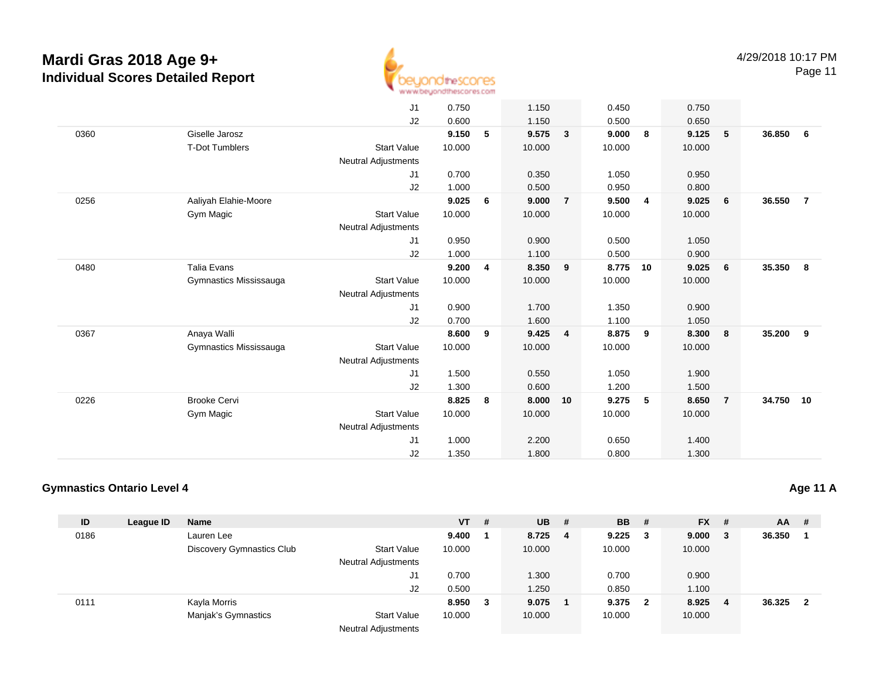# Mardi Gras 2018 Age 9+
## Individual Scores Detailed Report

4/29/2018 10:17 PM

| ID | League ID | Name | | VT | # | UB | # | BB | # | FX | # | AA | # |
|---|---|---|---|---|---|---|---|---|---|---|---|---|---|
| | | | J1 | 0.750 | | 1.150 | | 0.450 | | 0.750 | | | |
| | | | J2 | 0.600 | | 1.150 | | 0.500 | | 0.650 | | | |
| 0360 | | Giselle Jarosz | | **9.150** | **5** | **9.575** | **3** | **9.000** | **8** | **9.125** | **5** | **36.850** | **6** |
| | | T-Dot Tumblers | Start Value | 10.000 | | 10.000 | | 10.000 | | 10.000 | | | |
| | | | Neutral Adjustments | | | | | | | | | | |
| | | | J1 | 0.700 | | 0.350 | | 1.050 | | 0.950 | | | |
| | | | J2 | 1.000 | | 0.500 | | 0.950 | | 0.800 | | | |
| 0256 | | Aaliyah Elahie-Moore | | **9.025** | **6** | **9.000** | **7** | **9.500** | **4** | **9.025** | **6** | **36.550** | **7** |
| | | Gym Magic | Start Value | 10.000 | | 10.000 | | 10.000 | | 10.000 | | | |
| | | | Neutral Adjustments | | | | | | | | | | |
| | | | J1 | 0.950 | | 0.900 | | 0.500 | | 1.050 | | | |
| | | | J2 | 1.000 | | 1.100 | | 0.500 | | 0.900 | | | |
| 0480 | | Talia Evans | | **9.200** | **4** | **8.350** | **9** | **8.775** | **10** | **9.025** | **6** | **35.350** | **8** |
| | | Gymnastics Mississauga | Start Value | 10.000 | | 10.000 | | 10.000 | | 10.000 | | | |
| | | | Neutral Adjustments | | | | | | | | | | |
| | | | J1 | 0.900 | | 1.700 | | 1.350 | | 0.900 | | | |
| | | | J2 | 0.700 | | 1.600 | | 1.100 | | 1.050 | | | |
| 0367 | | Anaya Walli | | **8.600** | **9** | **9.425** | **4** | **8.875** | **9** | **8.300** | **8** | **35.200** | **9** |
| | | Gymnastics Mississauga | Start Value | 10.000 | | 10.000 | | 10.000 | | 10.000 | | | |
| | | | Neutral Adjustments | | | | | | | | | | |
| | | | J1 | 1.500 | | 0.550 | | 1.050 | | 1.900 | | | |
| | | | J2 | 1.300 | | 0.600 | | 1.200 | | 1.500 | | | |
| 0226 | | Brooke Cervi | | **8.825** | **8** | **8.000** | **10** | **9.275** | **5** | **8.650** | **7** | **34.750** | **10** |
| | | Gym Magic | Start Value | 10.000 | | 10.000 | | 10.000 | | 10.000 | | | |
| | | | Neutral Adjustments | | | | | | | | | | |
| | | | J1 | 1.000 | | 2.200 | | 0.650 | | 1.400 | | | |
| | | | J2 | 1.350 | | 1.800 | | 0.800 | | 1.300 | | | |

### Gymnastics Ontario Level 4

**Age 11 A**

| ID | League ID | Name | | VT | # | UB | # | BB | # | FX | # | AA | # |
|---|---|---|---|---|---|---|---|---|---|---|---|---|---|
| 0186 | | Lauren Lee | | **9.400** | **1** | **8.725** | **4** | **9.225** | **3** | **9.000** | **3** | **36.350** | **1** |
| | | Discovery Gymnastics Club | Start Value | 10.000 | | 10.000 | | 10.000 | | 10.000 | | | |
| | | | Neutral Adjustments | | | | | | | | | | |
| | | | J1 | 0.700 | | 1.300 | | 0.700 | | 0.900 | | | |
| | | | J2 | 0.500 | | 1.250 | | 0.850 | | 1.100 | | | |
| 0111 | | Kayla Morris | | **8.950** | **3** | **9.075** | **1** | **9.375** | **2** | **8.925** | **4** | **36.325** | **2** |
| | | Manjak's Gymnastics | Start Value | 10.000 | | 10.000 | | 10.000 | | 10.000 | | | |
| | | | Neutral Adjustments | | | | | | | | | | |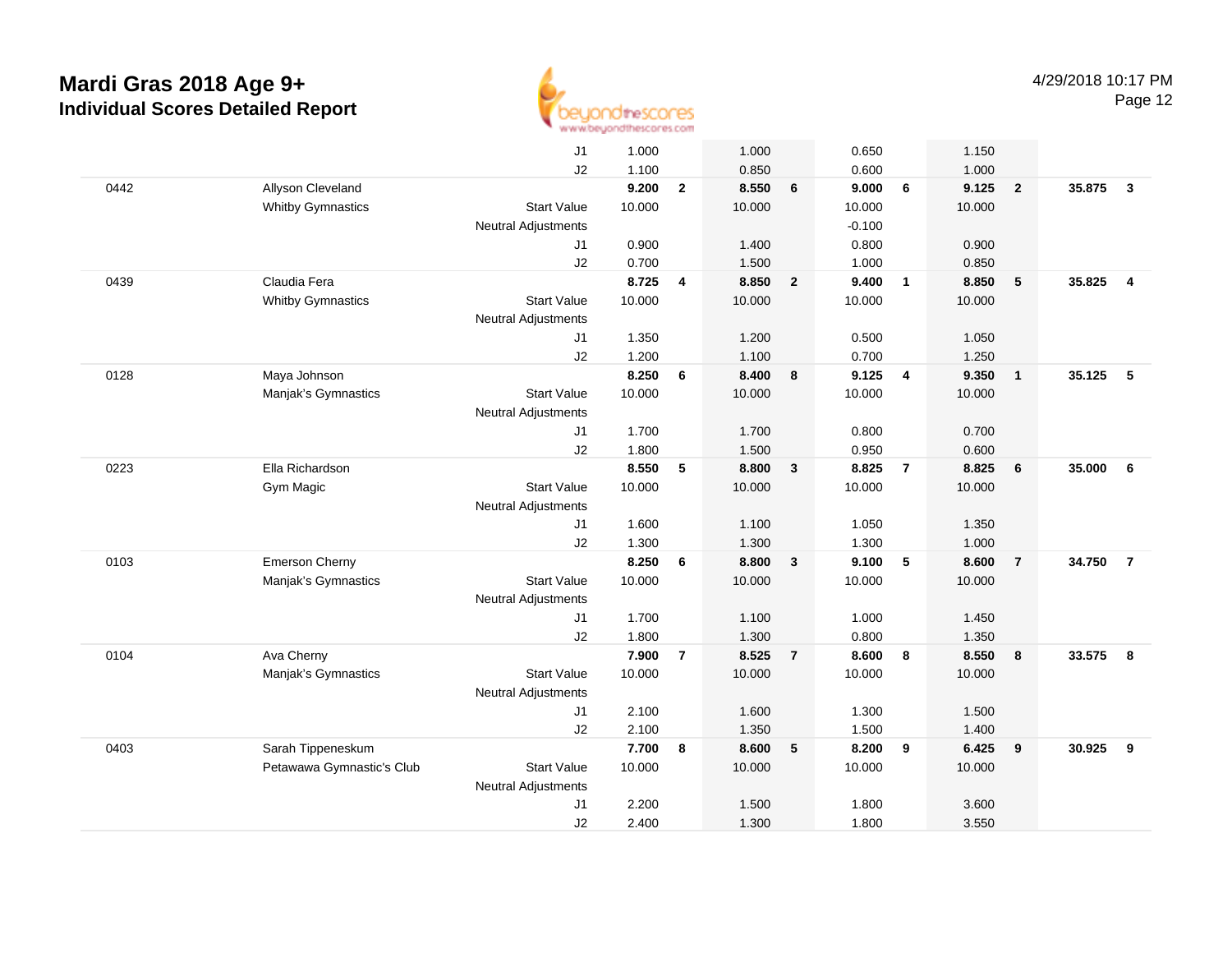# Mardi Gras 2018 Age 9+

## Individual Scores Detailed Report

4/29/2018 10:17 PM

| | | | | | | | | | | | | |
|---|---|---|---|---|---|---|---|---|---|---|---|---|
| | | J1 | 1.000 | | 1.000 | | 0.650 | | 1.150 | | | |
| | | J2 | 1.100 | | 0.850 | | 0.600 | | 1.000 | | | |
| 0442 | Allyson Cleveland | | **9.200** | **2** | **8.550** | **6** | **9.000** | **6** | **9.125** | **2** | **35.875** | **3** |
| | Whitby Gymnastics | Start Value | 10.000 | | 10.000 | | 10.000 | | 10.000 | | | |
| | | Neutral Adjustments | | | | | -0.100 | | | | | |
| | | J1 | 0.900 | | 1.400 | | 0.800 | | 0.900 | | | |
| | | J2 | 0.700 | | 1.500 | | 1.000 | | 0.850 | | | |
| 0439 | Claudia Fera | | **8.725** | **4** | **8.850** | **2** | **9.400** | **1** | **8.850** | **5** | **35.825** | **4** |
| | Whitby Gymnastics | Start Value | 10.000 | | 10.000 | | 10.000 | | 10.000 | | | |
| | | Neutral Adjustments | | | | | | | | | | |
| | | J1 | 1.350 | | 1.200 | | 0.500 | | 1.050 | | | |
| | | J2 | 1.200 | | 1.100 | | 0.700 | | 1.250 | | | |
| 0128 | Maya Johnson | | **8.250** | **6** | **8.400** | **8** | **9.125** | **4** | **9.350** | **1** | **35.125** | **5** |
| | Manjak's Gymnastics | Start Value | 10.000 | | 10.000 | | 10.000 | | 10.000 | | | |
| | | Neutral Adjustments | | | | | | | | | | |
| | | J1 | 1.700 | | 1.700 | | 0.800 | | 0.700 | | | |
| | | J2 | 1.800 | | 1.500 | | 0.950 | | 0.600 | | | |
| 0223 | Ella Richardson | | **8.550** | **5** | **8.800** | **3** | **8.825** | **7** | **8.825** | **6** | **35.000** | **6** |
| | Gym Magic | Start Value | 10.000 | | 10.000 | | 10.000 | | 10.000 | | | |
| | | Neutral Adjustments | | | | | | | | | | |
| | | J1 | 1.600 | | 1.100 | | 1.050 | | 1.350 | | | |
| | | J2 | 1.300 | | 1.300 | | 1.300 | | 1.000 | | | |
| 0103 | Emerson Cherny | | **8.250** | **6** | **8.800** | **3** | **9.100** | **5** | **8.600** | **7** | **34.750** | **7** |
| | Manjak's Gymnastics | Start Value | 10.000 | | 10.000 | | 10.000 | | 10.000 | | | |
| | | Neutral Adjustments | | | | | | | | | | |
| | | J1 | 1.700 | | 1.100 | | 1.000 | | 1.450 | | | |
| | | J2 | 1.800 | | 1.300 | | 0.800 | | 1.350 | | | |
| 0104 | Ava Cherny | | **7.900** | **7** | **8.525** | **7** | **8.600** | **8** | **8.550** | **8** | **33.575** | **8** |
| | Manjak's Gymnastics | Start Value | 10.000 | | 10.000 | | 10.000 | | 10.000 | | | |
| | | Neutral Adjustments | | | | | | | | | | |
| | | J1 | 2.100 | | 1.600 | | 1.300 | | 1.500 | | | |
| | | J2 | 2.100 | | 1.350 | | 1.500 | | 1.400 | | | |
| 0403 | Sarah Tippeneskum | | **7.700** | **8** | **8.600** | **5** | **8.200** | **9** | **6.425** | **9** | **30.925** | **9** |
| | Petawawa Gymnastic's Club | Start Value | 10.000 | | 10.000 | | 10.000 | | 10.000 | | | |
| | | Neutral Adjustments | | | | | | | | | | |
| | | J1 | 2.200 | | 1.500 | | 1.800 | | 3.600 | | | |
| | | J2 | 2.400 | | 1.300 | | 1.800 | | 3.550 | | | |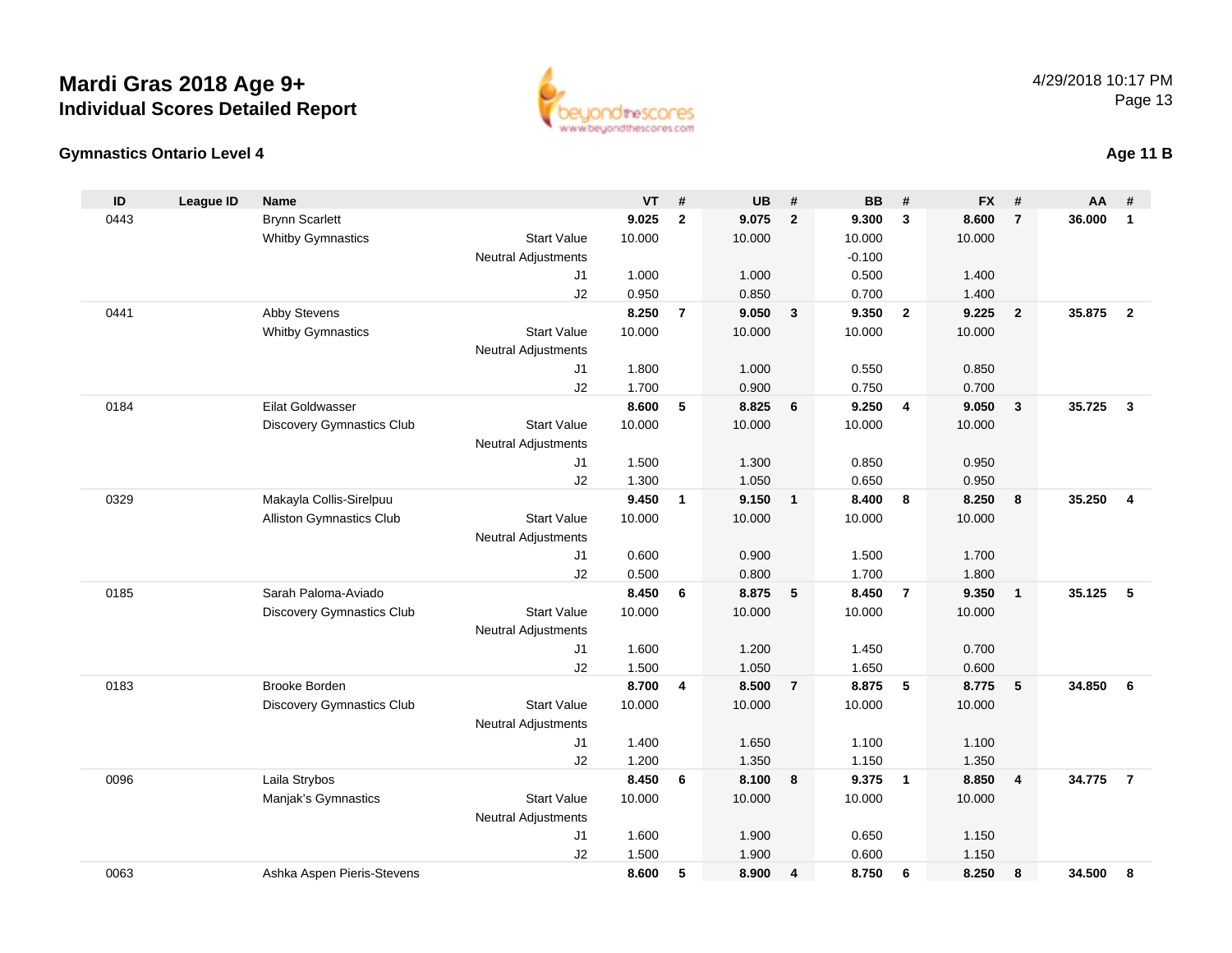# Mardi Gras 2018 Age 9+

## Individual Scores Detailed Report

4/29/2018 10:17 PM

### Gymnastics Ontario Level 4

**Age 11 B**

| ID | League ID | Name | | VT | # | UB | # | BB | # | FX | # | AA | # |
|---|---|---|---|---|---|---|---|---|---|---|---|---|---|
| 0443 | | Brynn Scarlett | | **9.025** | **2** | **9.075** | **2** | **9.300** | **3** | **8.600** | **7** | **36.000** | **1** |
| | | Whitby Gymnastics | Start Value | 10.000 | | 10.000 | | 10.000 | | 10.000 | | | |
| | | | Neutral Adjustments | | | | | -0.100 | | | | | |
| | | | J1 | 1.000 | | 1.000 | | 0.500 | | 1.400 | | | |
| | | | J2 | 0.950 | | 0.850 | | 0.700 | | 1.400 | | | |
| 0441 | | Abby Stevens | | **8.250** | **7** | **9.050** | **3** | **9.350** | **2** | **9.225** | **2** | **35.875** | **2** |
| | | Whitby Gymnastics | Start Value | 10.000 | | 10.000 | | 10.000 | | 10.000 | | | |
| | | | Neutral Adjustments | | | | | | | | | | |
| | | | J1 | 1.800 | | 1.000 | | 0.550 | | 0.850 | | | |
| | | | J2 | 1.700 | | 0.900 | | 0.750 | | 0.700 | | | |
| 0184 | | Eilat Goldwasser | | **8.600** | **5** | **8.825** | **6** | **9.250** | **4** | **9.050** | **3** | **35.725** | **3** |
| | | Discovery Gymnastics Club | Start Value | 10.000 | | 10.000 | | 10.000 | | 10.000 | | | |
| | | | Neutral Adjustments | | | | | | | | | | |
| | | | J1 | 1.500 | | 1.300 | | 0.850 | | 0.950 | | | |
| | | | J2 | 1.300 | | 1.050 | | 0.650 | | 0.950 | | | |
| 0329 | | Makayla Collis-Sirelpuu | | **9.450** | **1** | **9.150** | **1** | **8.400** | **8** | **8.250** | **8** | **35.250** | **4** |
| | | Alliston Gymnastics Club | Start Value | 10.000 | | 10.000 | | 10.000 | | 10.000 | | | |
| | | | Neutral Adjustments | | | | | | | | | | |
| | | | J1 | 0.600 | | 0.900 | | 1.500 | | 1.700 | | | |
| | | | J2 | 0.500 | | 0.800 | | 1.700 | | 1.800 | | | |
| 0185 | | Sarah Paloma-Aviado | | **8.450** | **6** | **8.875** | **5** | **8.450** | **7** | **9.350** | **1** | **35.125** | **5** |
| | | Discovery Gymnastics Club | Start Value | 10.000 | | 10.000 | | 10.000 | | 10.000 | | | |
| | | | Neutral Adjustments | | | | | | | | | | |
| | | | J1 | 1.600 | | 1.200 | | 1.450 | | 0.700 | | | |
| | | | J2 | 1.500 | | 1.050 | | 1.650 | | 0.600 | | | |
| 0183 | | Brooke Borden | | **8.700** | **4** | **8.500** | **7** | **8.875** | **5** | **8.775** | **5** | **34.850** | **6** |
| | | Discovery Gymnastics Club | Start Value | 10.000 | | 10.000 | | 10.000 | | 10.000 | | | |
| | | | Neutral Adjustments | | | | | | | | | | |
| | | | J1 | 1.400 | | 1.650 | | 1.100 | | 1.100 | | | |
| | | | J2 | 1.200 | | 1.350 | | 1.150 | | 1.350 | | | |
| 0096 | | Laila Strybos | | **8.450** | **6** | **8.100** | **8** | **9.375** | **1** | **8.850** | **4** | **34.775** | **7** |
| | | Manjak's Gymnastics | Start Value | 10.000 | | 10.000 | | 10.000 | | 10.000 | | | |
| | | | Neutral Adjustments | | | | | | | | | | |
| | | | J1 | 1.600 | | 1.900 | | 0.650 | | 1.150 | | | |
| | | | J2 | 1.500 | | 1.900 | | 0.600 | | 1.150 | | | |
| 0063 | | Ashka Aspen Pieris-Stevens | | **8.600** | **5** | **8.900** | **4** | **8.750** | **6** | **8.250** | **8** | **34.500** | **8** |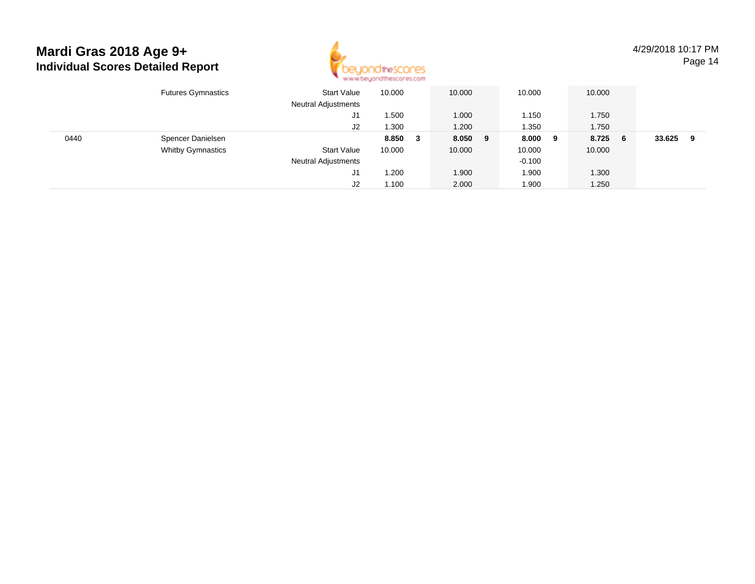# Mardi Gras 2018 Age 9+
## Individual Scores Detailed Report

| | | | | | | | | | | | | |
|---|---|---|---|---|---|---|---|---|---|---|---|---|
| | Futures Gymnastics | Start Value | 10.000 | | 10.000 | | 10.000 | | 10.000 | | | |
| | | Neutral Adjustments | | | | | | | | | | |
| | | J1 | 1.500 | | 1.000 | | 1.150 | | 1.750 | | | |
| | | J2 | 1.300 | | 1.200 | | 1.350 | | 1.750 | | | |
| 0440 | Spencer Danielsen | | **8.850** | **3** | **8.050** | **9** | **8.000** | **9** | **8.725** | **6** | **33.625** | **9** |
| | Whitby Gymnastics | Start Value | 10.000 | | 10.000 | | 10.000 | | 10.000 | | | |
| | | Neutral Adjustments | | | | | -0.100 | | | | | |
| | | J1 | 1.200 | | 1.900 | | 1.900 | | 1.300 | | | |
| | | J2 | 1.100 | | 2.000 | | 1.900 | | 1.250 | | | |